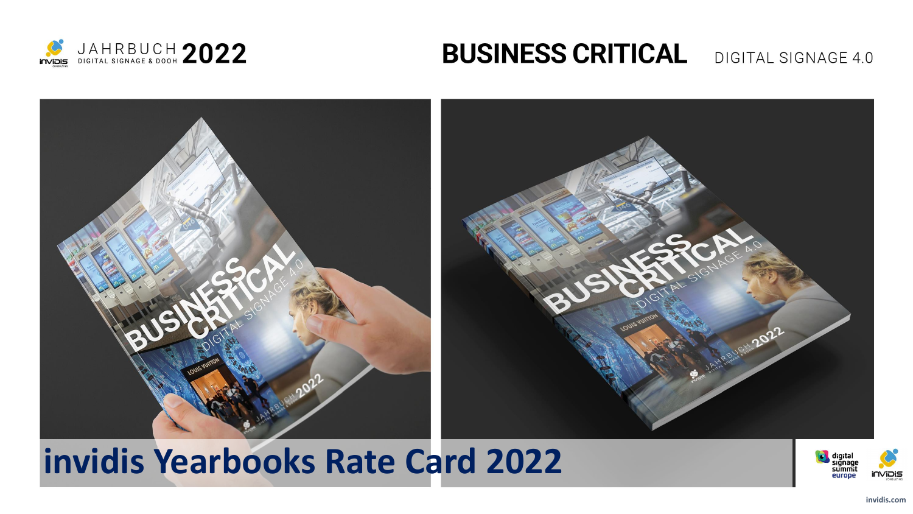JAHRBUCH 2022
DIGITAL SIGNAGE & DOOH

# BUSINESS CRITICAL

DIGITAL SIGNAGE 4.0

# invidis Yearbooks Rate Card 2022

invidis.com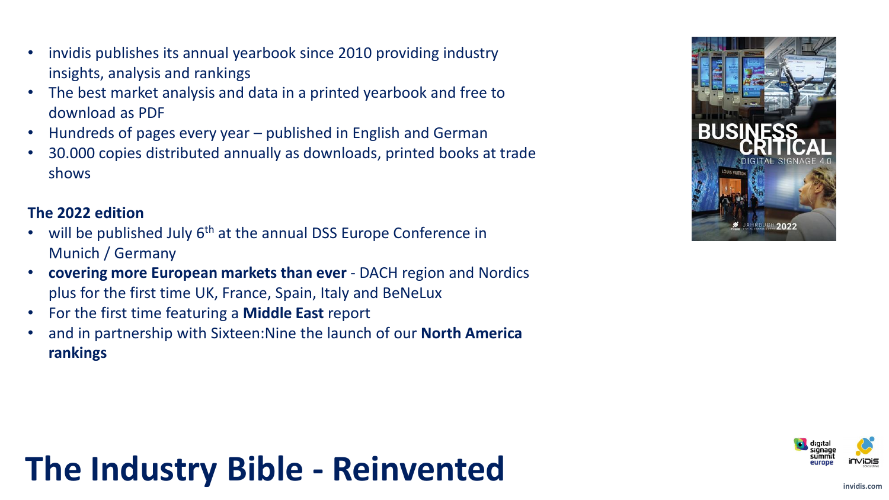# The Industry Bible - Reinvented

- invidis publishes its annual yearbook since 2010 providing industry insights, analysis and rankings
- The best market analysis and data in a printed yearbook and free to download as PDF
- Hundreds of pages every year – published in English and German
- 30.000 copies distributed annually as downloads, printed books at trade shows

**The 2022 edition**

- will be published July 6th at the annual DSS Europe Conference in Munich / Germany
- **covering more European markets than ever** - DACH region and Nordics plus for the first time UK, France, Spain, Italy and BeNeLux
- For the first time featuring a **Middle East** report
- and in partnership with Sixteen:Nine the launch of our **North America rankings**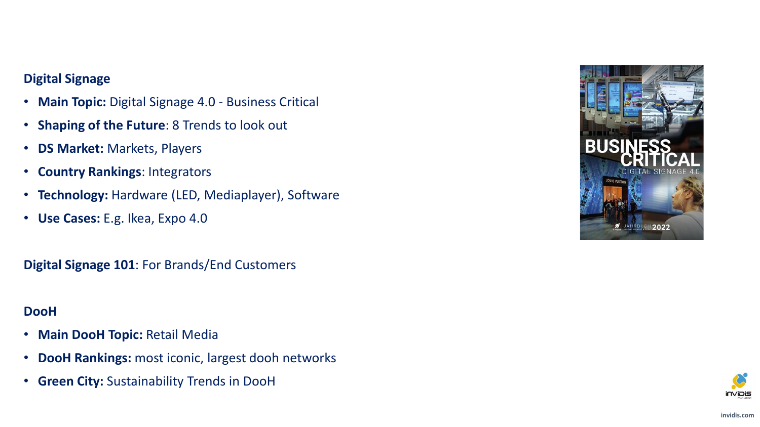## Digital Signage

- **Main Topic:** Digital Signage 4.0 - Business Critical
- **Shaping of the Future**: 8 Trends to look out
- **DS Market:** Markets, Players
- **Country Rankings**: Integrators
- **Technology:** Hardware (LED, Mediaplayer), Software
- **Use Cases:** E.g. Ikea, Expo 4.0

**Digital Signage 101**: For Brands/End Customers

## DooH

- **Main DooH Topic:** Retail Media
- **DooH Rankings:** most iconic, largest dooh networks
- **Green City:** Sustainability Trends in DooH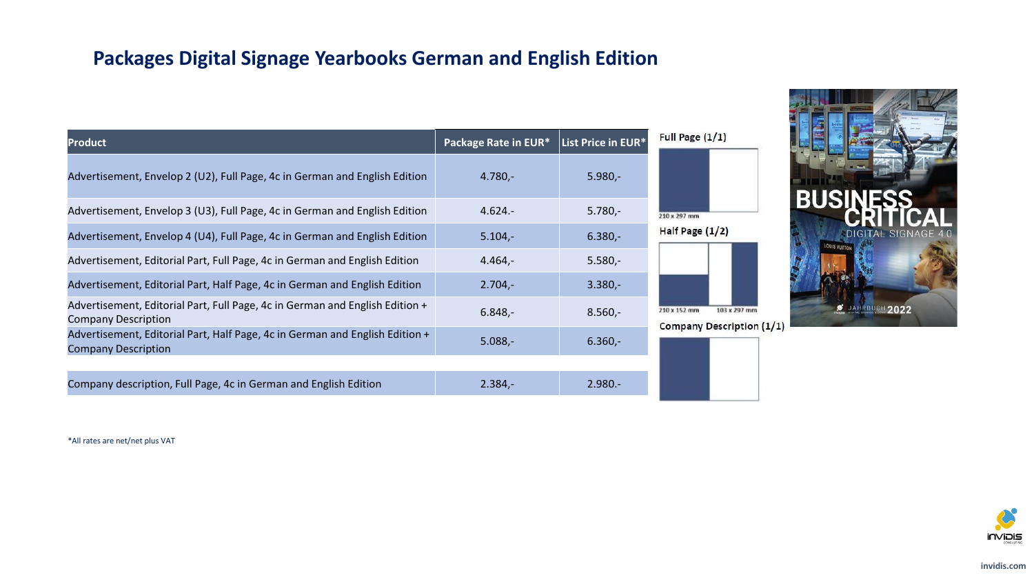## Packages Digital Signage Yearbooks German and English Edition

| Product | Package Rate in EUR* | List Price in EUR* |
|---|---|---|
| Advertisement, Envelop 2 (U2), Full Page, 4c in German and English Edition | 4.780,- | 5.980,- |
| Advertisement, Envelop 3 (U3), Full Page, 4c in German and English Edition | 4.624.- | 5.780,- |
| Advertisement, Envelop 4 (U4), Full Page, 4c in German and English Edition | 5.104,- | 6.380,- |
| Advertisement, Editorial Part, Full Page, 4c in German and English Edition | 4.464,- | 5.580,- |
| Advertisement, Editorial Part, Half Page, 4c in German and English Edition | 2.704,- | 3.380,- |
| Advertisement, Editorial Part, Full Page, 4c in German and English Edition + Company Description | 6.848,- | 8.560,- |
| Advertisement, Editorial Part, Half Page, 4c in German and English Edition + Company Description | 5.088,- | 6.360,- |
| Company description, Full Page, 4c in German and English Edition | 2.384,- | 2.980.- |

Full Page (1/1)

210 x 297 mm

Half Page (1/2)

210 x 152 mm 103 x 297 mm

Company Description (1/1)

*All rates are net/net plus VAT

invidis.com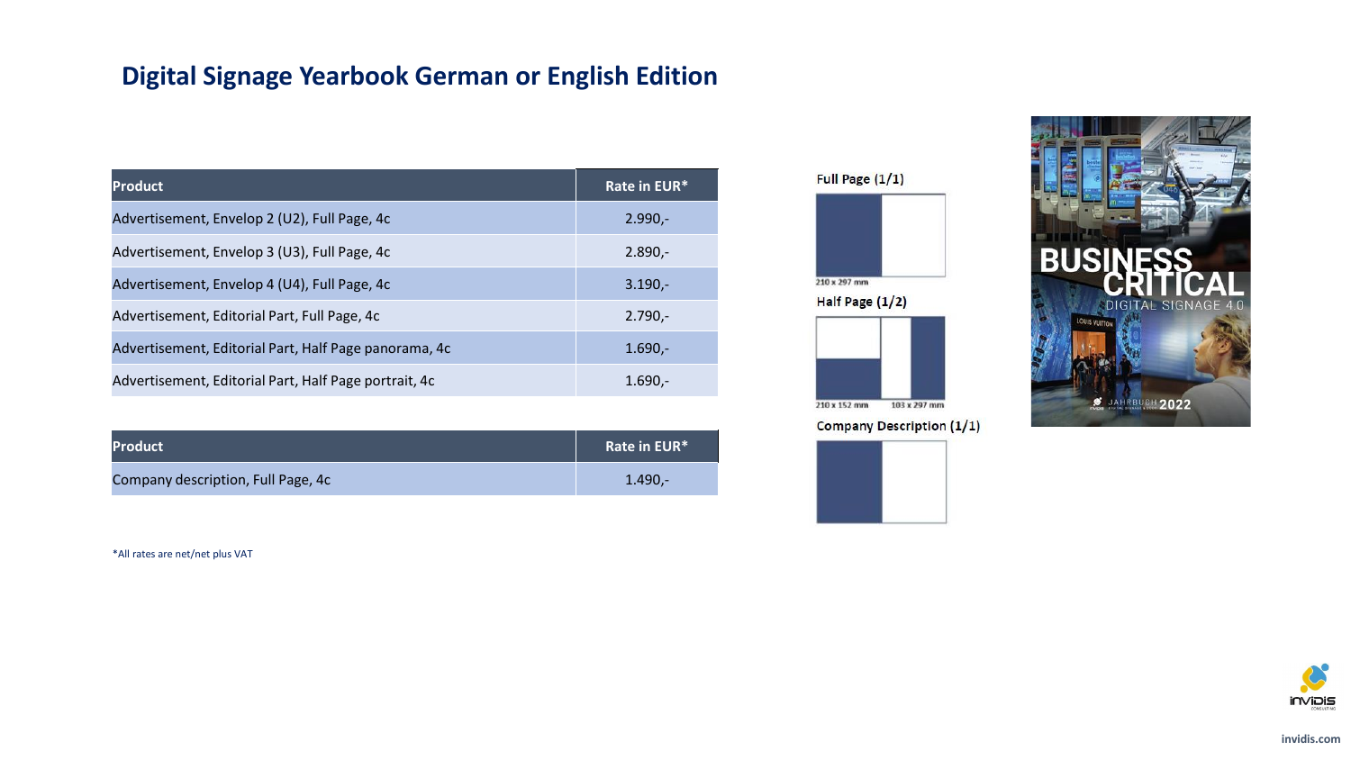## Digital Signage Yearbook German or English Edition

| Product | Rate in EUR* |
| --- | --- |
| Advertisement, Envelop 2 (U2), Full Page, 4c | 2.990,- |
| Advertisement, Envelop 3 (U3), Full Page, 4c | 2.890,- |
| Advertisement, Envelop 4 (U4), Full Page, 4c | 3.190,- |
| Advertisement, Editorial Part, Full Page, 4c | 2.790,- |
| Advertisement, Editorial Part, Half Page panorama, 4c | 1.690,- |
| Advertisement, Editorial Part, Half Page portrait, 4c | 1.690,- |

| Product | Rate in EUR* |
| --- | --- |
| Company description, Full Page, 4c | 1.490,- |

*All rates are net/net plus VAT

Full Page (1/1)

210 x 297 mm

Half Page (1/2)

210 x 152 mm    103 x 297 mm

Company Description (1/1)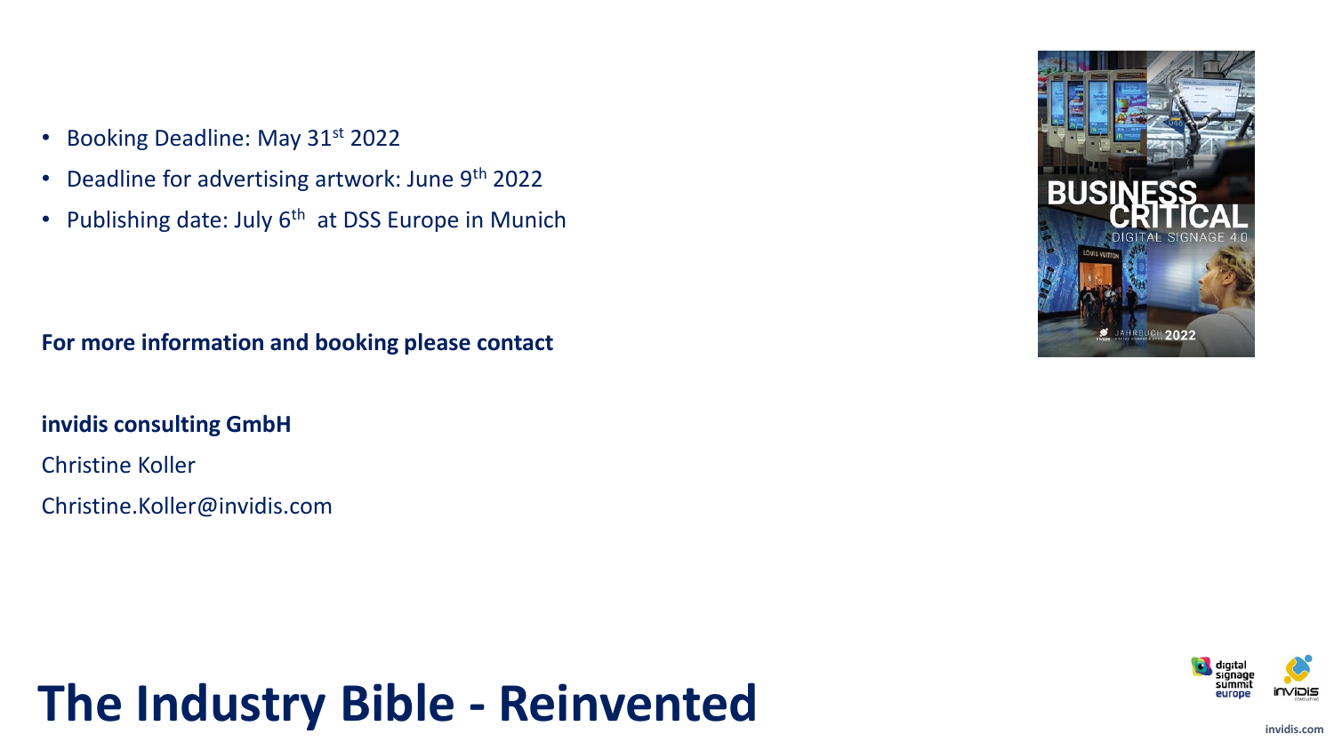- Booking Deadline: May 31st 2022
- Deadline for advertising artwork: June 9th 2022
- Publishing date: July 6th at DSS Europe in Munich

**For more information and booking please contact**

**invidis consulting GmbH**

Christine Koller

Christine.Koller@invidis.com

# The Industry Bible - Reinvented